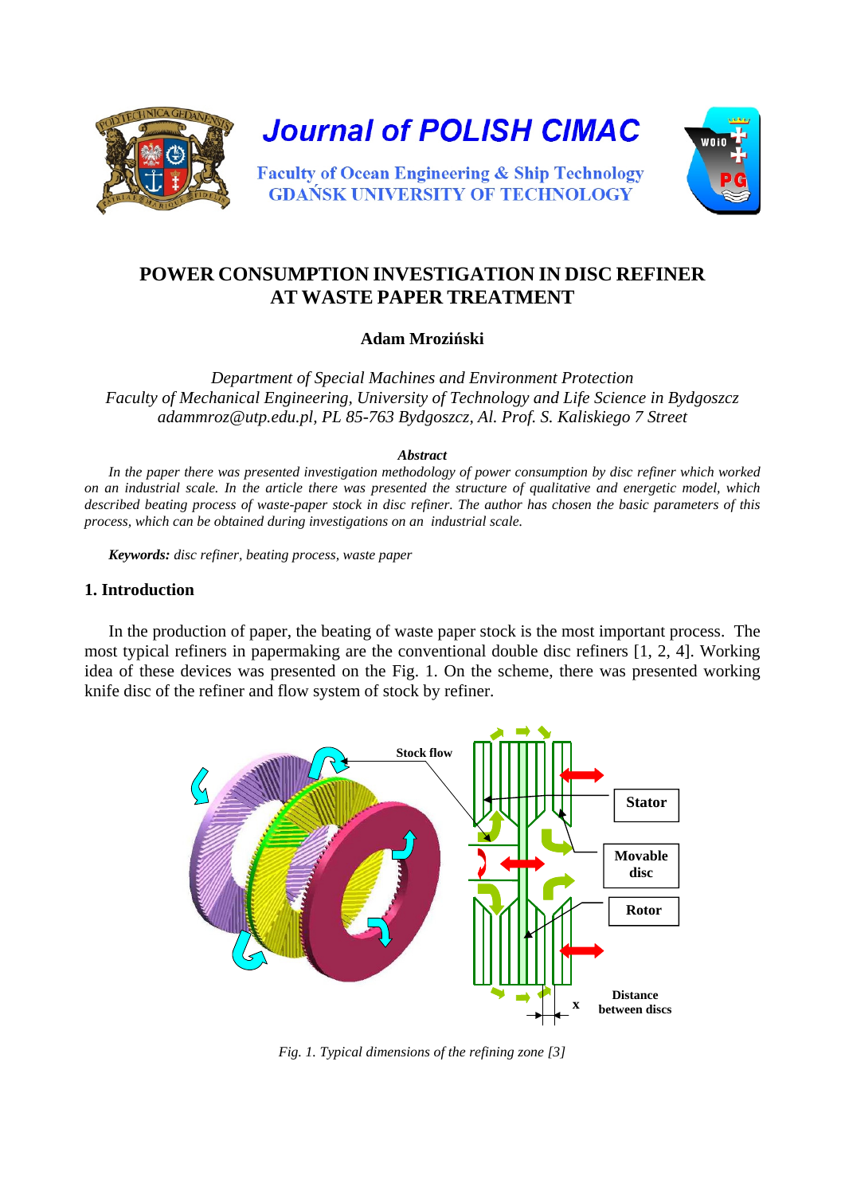# POWER CONSUMPTION INVESTIGATION IN DISC REFINER AT WASTE PAPER TREATMENT

**Adam Mroziński**

*Department of Special Machines and Environment Protection*
*Faculty of Mechanical Engineering, University of Technology and Life Science in Bydgoszcz*
*adammroz@utp.edu.pl, PL 85-763 Bydgoszcz, Al. Prof. S. Kaliskiego 7 Street*

***Abstract***

*In the paper there was presented investigation methodology of power consumption by disc refiner which worked on an industrial scale. In the article there was presented the structure of qualitative and energetic model, which described beating process of waste-paper stock in disc refiner. The author has chosen the basic parameters of this process, which can be obtained during investigations on an industrial scale.*

***Keywords:*** *disc refiner, beating process, waste paper*

## 1. Introduction

In the production of paper, the beating of waste paper stock is the most important process. The most typical refiners in papermaking are the conventional double disc refiners [1, 2, 4]. Working idea of these devices was presented on the Fig. 1. On the scheme, there was presented working knife disc of the refiner and flow system of stock by refiner.

Stock flow

Stator

Movable disc

Rotor

x

Distance between discs

*Fig. 1. Typical dimensions of the refining zone [3]*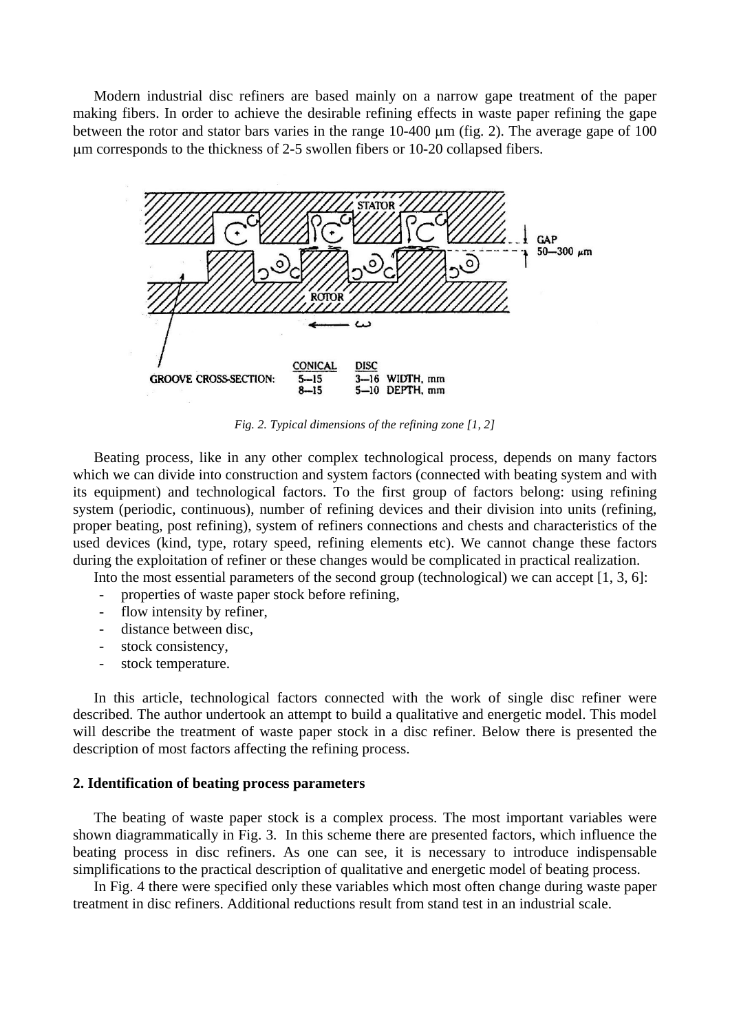Modern industrial disc refiners are based mainly on a narrow gape treatment of the paper making fibers. In order to achieve the desirable refining effects in waste paper refining the gape between the rotor and stator bars varies in the range 10-400 μm (fig. 2). The average gape of 100 μm corresponds to the thickness of 2-5 swollen fibers or 10-20 collapsed fibers.

*Fig. 2. Typical dimensions of the refining zone [1, 2]*

Beating process, like in any other complex technological process, depends on many factors which we can divide into construction and system factors (connected with beating system and with its equipment) and technological factors. To the first group of factors belong: using refining system (periodic, continuous), number of refining devices and their division into units (refining, proper beating, post refining), system of refiners connections and chests and characteristics of the used devices (kind, type, rotary speed, refining elements etc). We cannot change these factors during the exploitation of refiner or these changes would be complicated in practical realization.

Into the most essential parameters of the second group (technological) we can accept [1, 3, 6]:

- properties of waste paper stock before refining,
- flow intensity by refiner,
- distance between disc,
- stock consistency,
- stock temperature.

In this article, technological factors connected with the work of single disc refiner were described. The author undertook an attempt to build a qualitative and energetic model. This model will describe the treatment of waste paper stock in a disc refiner. Below there is presented the description of most factors affecting the refining process.

## 2. Identification of beating process parameters

The beating of waste paper stock is a complex process. The most important variables were shown diagrammatically in Fig. 3. In this scheme there are presented factors, which influence the beating process in disc refiners. As one can see, it is necessary to introduce indispensable simplifications to the practical description of qualitative and energetic model of beating process.

In Fig. 4 there were specified only these variables which most often change during waste paper treatment in disc refiners. Additional reductions result from stand test in an industrial scale.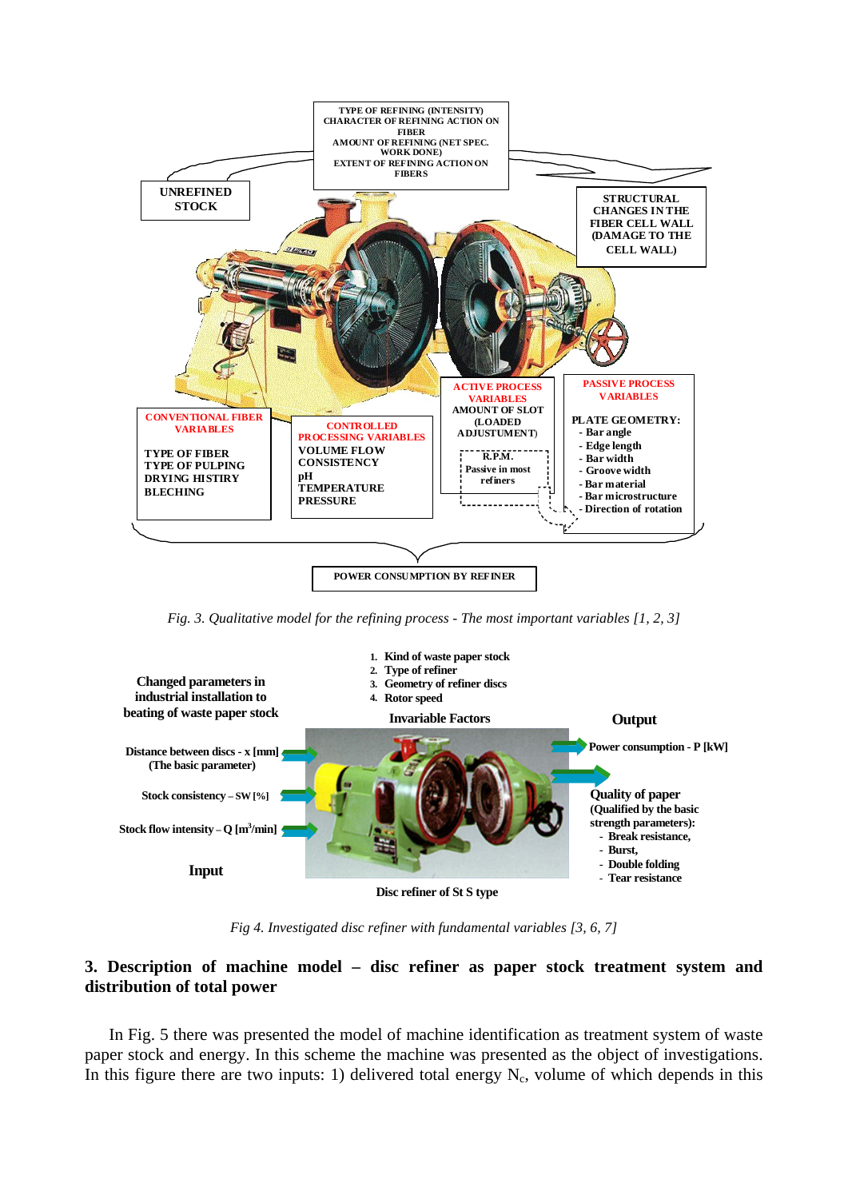Fig. 3. Qualitative model for the refining process - The most important variables [1, 2, 3]

Fig 4. Investigated disc refiner with fundamental variables [3, 6, 7]

## 3. Description of machine model – disc refiner as paper stock treatment system and distribution of total power

In Fig. 5 there was presented the model of machine identification as treatment system of waste paper stock and energy. In this scheme the machine was presented as the object of investigations. In this figure there are two inputs: 1) delivered total energy $N_c$, volume of which depends in this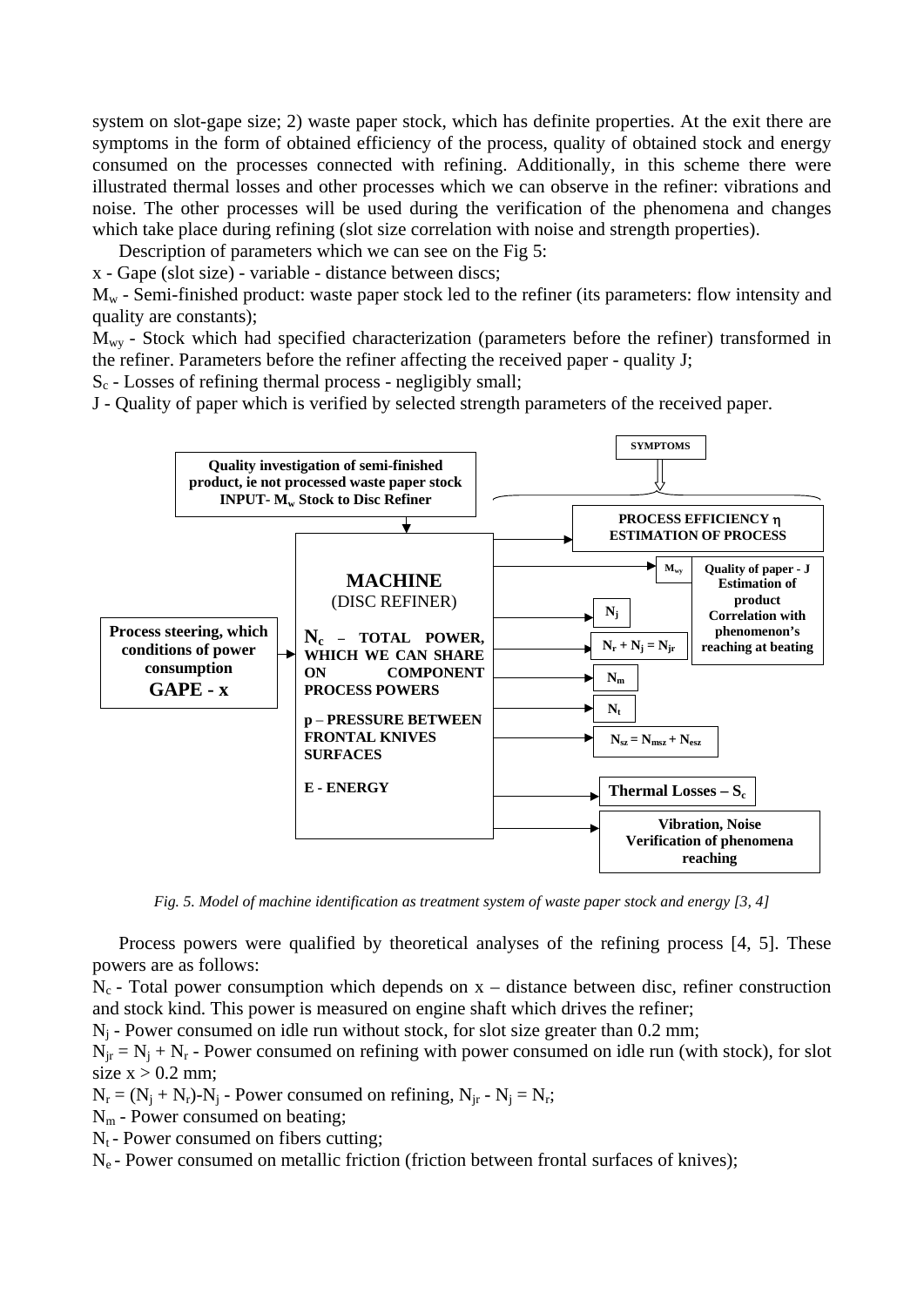system on slot-gape size; 2) waste paper stock, which has definite properties. At the exit there are symptoms in the form of obtained efficiency of the process, quality of obtained stock and energy consumed on the processes connected with refining. Additionally, in this scheme there were illustrated thermal losses and other processes which we can observe in the refiner: vibrations and noise. The other processes will be used during the verification of the phenomena and changes which take place during refining (slot size correlation with noise and strength properties).

Description of parameters which we can see on the Fig 5:

x - Gape (slot size) - variable - distance between discs;

$M_w$ - Semi-finished product: waste paper stock led to the refiner (its parameters: flow intensity and quality are constants);

$M_{wy}$ - Stock which had specified characterization (parameters before the refiner) transformed in the refiner. Parameters before the refiner affecting the received paper - quality J;

$S_c$ - Losses of refining thermal process - negligibly small;

J - Quality of paper which is verified by selected strength parameters of the received paper.

SYMPTOMS

Quality investigation of semi-finished product, ie not processed waste paper stock INPUT- $M_w$ Stock to Disc Refiner

PROCESS EFFICIENCY $\eta$ ESTIMATION OF PROCESS

**MACHINE** (DISC REFINER)

$N_c$ – TOTAL POWER, WHICH WE CAN SHARE ON COMPONENT PROCESS POWERS

p – PRESSURE BETWEEN FRONTAL KNIVES SURFACES

E - ENERGY

Process steering, which conditions of power consumption GAPE - x

$M_{wy}$

Quality of paper - J Estimation of product Correlation with phenomenon's reaching at beating

$N_j$

$N_r + N_j = N_{jr}$

$N_m$

$N_t$

$N_{sz} = N_{msz} + N_{esz}$

Thermal Losses – $S_c$

Vibration, Noise Verification of phenomena reaching

*Fig. 5. Model of machine identification as treatment system of waste paper stock and energy [3, 4]*

Process powers were qualified by theoretical analyses of the refining process [4, 5]. These powers are as follows:

$N_c$ - Total power consumption which depends on x – distance between disc, refiner construction and stock kind. This power is measured on engine shaft which drives the refiner;

$N_j$ - Power consumed on idle run without stock, for slot size greater than 0.2 mm;

$N_{jr} = N_j + N_r$ - Power consumed on refining with power consumed on idle run (with stock), for slot size $x > 0.2$ mm;

$N_r = (N_j + N_r) - N_j$ - Power consumed on refining, $N_{jr} - N_j = N_r$;

$N_m$ - Power consumed on beating;

$N_t$ - Power consumed on fibers cutting;

$N_e$ - Power consumed on metallic friction (friction between frontal surfaces of knives);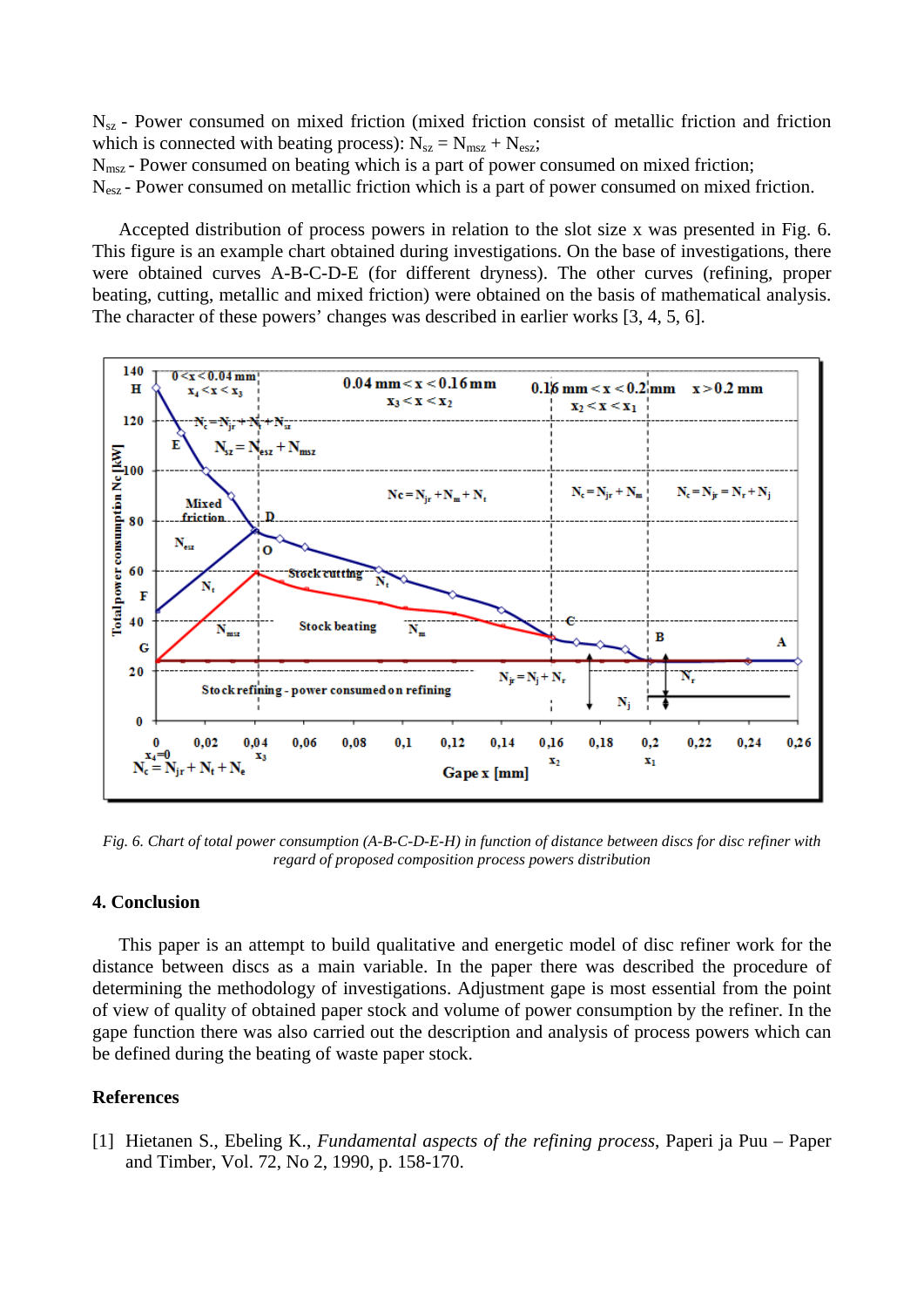$N_{sz}$ - Power consumed on mixed friction (mixed friction consist of metallic friction and friction which is connected with beating process): $N_{sz} = N_{msz} + N_{esz}$;
$N_{msz}$ - Power consumed on beating which is a part of power consumed on mixed friction;
$N_{esz}$ - Power consumed on metallic friction which is a part of power consumed on mixed friction.

Accepted distribution of process powers in relation to the slot size x was presented in Fig. 6. This figure is an example chart obtained during investigations. On the base of investigations, there were obtained curves A-B-C-D-E (for different dryness). The other curves (refining, proper beating, cutting, metallic and mixed friction) were obtained on the basis of mathematical analysis. The character of these powers' changes was described in earlier works [3, 4, 5, 6].

*Fig. 6. Chart of total power consumption (A-B-C-D-E-H) in function of distance between discs for disc refiner with regard of proposed composition process powers distribution*

## 4. Conclusion

This paper is an attempt to build qualitative and energetic model of disc refiner work for the distance between discs as a main variable. In the paper there was described the procedure of determining the methodology of investigations. Adjustment gape is most essential from the point of view of quality of obtained paper stock and volume of power consumption by the refiner. In the gape function there was also carried out the description and analysis of process powers which can be defined during the beating of waste paper stock.

## References

[1] Hietanen S., Ebeling K., *Fundamental aspects of the refining process*, Paperi ja Puu – Paper and Timber, Vol. 72, No 2, 1990, p. 158-170.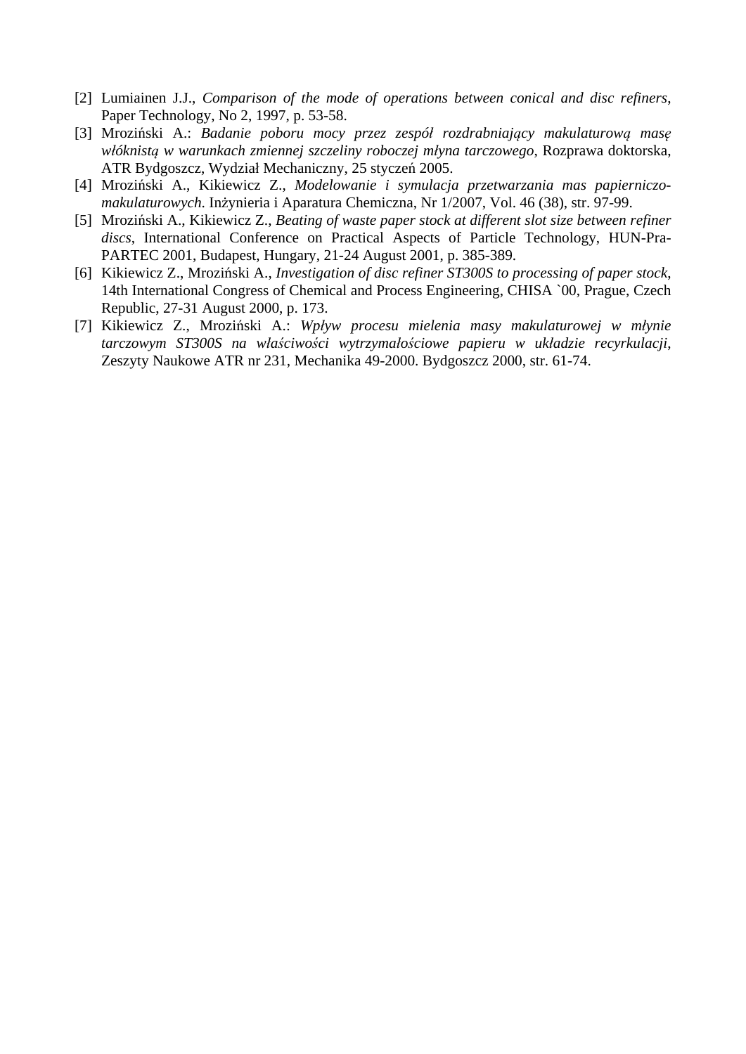[2] Lumiainen J.J., *Comparison of the mode of operations between conical and disc refiners*, Paper Technology, No 2, 1997, p. 53-58.

[3] Mroziński A.: *Badanie poboru mocy przez zespół rozdrabniający makulaturową masę włóknistą w warunkach zmiennej szczeliny roboczej młyna tarczowego*, Rozprawa doktorska, ATR Bydgoszcz, Wydział Mechaniczny, 25 styczeń 2005.

[4] Mroziński A., Kikiewicz Z., *Modelowanie i symulacja przetwarzania mas papierniczo-makulaturowych*. Inżynieria i Aparatura Chemiczna, Nr 1/2007, Vol. 46 (38), str. 97-99.

[5] Mroziński A., Kikiewicz Z., *Beating of waste paper stock at different slot size between refiner discs*, International Conference on Practical Aspects of Particle Technology, HUN-Pra-PARTEC 2001, Budapest, Hungary, 21-24 August 2001, p. 385-389.

[6] Kikiewicz Z., Mroziński A., *Investigation of disc refiner ST300S to processing of paper stock*, 14th International Congress of Chemical and Process Engineering, CHISA `00, Prague, Czech Republic, 27-31 August 2000, p. 173.

[7] Kikiewicz Z., Mroziński A.: *Wpływ procesu mielenia masy makulaturowej w młynie tarczowym ST300S na właściwości wytrzymałościowe papieru w układzie recyrkulacji*, Zeszyty Naukowe ATR nr 231, Mechanika 49-2000. Bydgoszcz 2000, str. 61-74.